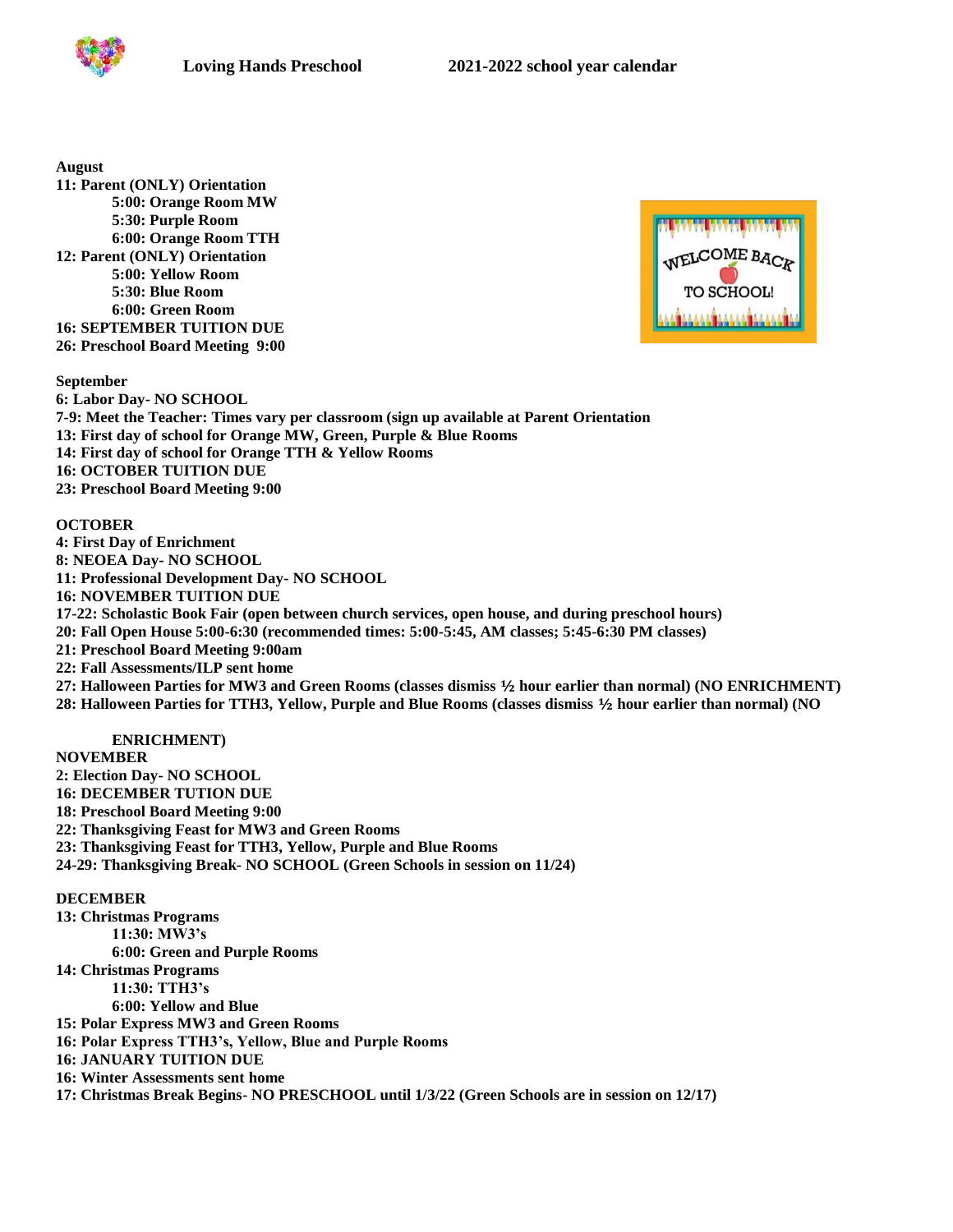# Loving Hands Preschool 2021-2022 school year calendar

**August**

**11: Parent (ONLY) Orientation**
- **5:00: Orange Room MW**
- **5:30: Purple Room**
- **6:00: Orange Room TTH**

**12: Parent (ONLY) Orientation**
- **5:00: Yellow Room**
- **5:30: Blue Room**
- **6:00: Green Room**

**16: SEPTEMBER TUITION DUE**

**26: Preschool Board Meeting 9:00**

**September**

**6: Labor Day- NO SCHOOL**

**7-9: Meet the Teacher: Times vary per classroom (sign up available at Parent Orientation**

**13: First day of school for Orange MW, Green, Purple & Blue Rooms**

**14: First day of school for Orange TTH & Yellow Rooms**

**16: OCTOBER TUITION DUE**

**23: Preschool Board Meeting 9:00**

**OCTOBER**

**4: First Day of Enrichment**

**8: NEOEA Day- NO SCHOOL**

**11: Professional Development Day- NO SCHOOL**

**16: NOVEMBER TUITION DUE**

**17-22: Scholastic Book Fair (open between church services, open house, and during preschool hours)**

**20: Fall Open House 5:00-6:30 (recommended times: 5:00-5:45, AM classes; 5:45-6:30 PM classes)**

**21: Preschool Board Meeting 9:00am**

**22: Fall Assessments/ILP sent home**

**27: Halloween Parties for MW3 and Green Rooms (classes dismiss ½ hour earlier than normal) (NO ENRICHMENT)**

**28: Halloween Parties for TTH3, Yellow, Purple and Blue Rooms (classes dismiss ½ hour earlier than normal) (NO ENRICHMENT)**

**NOVEMBER**

**2: Election Day- NO SCHOOL**

**16: DECEMBER TUTION DUE**

**18: Preschool Board Meeting 9:00**

**22: Thanksgiving Feast for MW3 and Green Rooms**

**23: Thanksgiving Feast for TTH3, Yellow, Purple and Blue Rooms**

**24-29: Thanksgiving Break- NO SCHOOL (Green Schools in session on 11/24)**

**DECEMBER**

**13: Christmas Programs**
- **11:30: MW3's**
- **6:00: Green and Purple Rooms**

**14: Christmas Programs**
- **11:30: TTH3's**
- **6:00: Yellow and Blue**

**15: Polar Express MW3 and Green Rooms**

**16: Polar Express TTH3's, Yellow, Blue and Purple Rooms**

**16: JANUARY TUITION DUE**

**16: Winter Assessments sent home**

**17: Christmas Break Begins- NO PRESCHOOL until 1/3/22 (Green Schools are in session on 12/17)**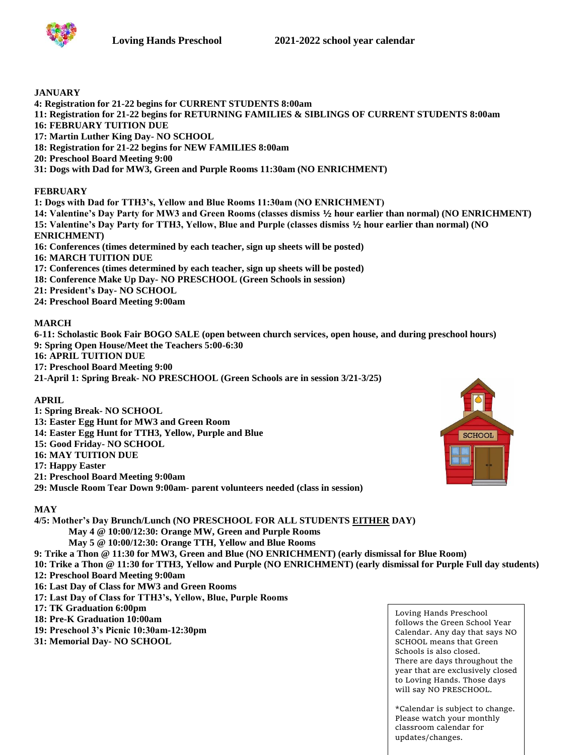**Loving Hands Preschool 2021-2022 school year calendar**

**JANUARY**

**4: Registration for 21-22 begins for CURRENT STUDENTS 8:00am**
**11: Registration for 21-22 begins for RETURNING FAMILIES & SIBLINGS OF CURRENT STUDENTS 8:00am**
**16: FEBRUARY TUITION DUE**
**17: Martin Luther King Day- NO SCHOOL**
**18: Registration for 21-22 begins for NEW FAMILIES 8:00am**
**20: Preschool Board Meeting 9:00**
**31: Dogs with Dad for MW3, Green and Purple Rooms 11:30am (NO ENRICHMENT)**

**FEBRUARY**

**1: Dogs with Dad for TTH3's, Yellow and Blue Rooms 11:30am (NO ENRICHMENT)**
**14: Valentine's Day Party for MW3 and Green Rooms (classes dismiss ½ hour earlier than normal) (NO ENRICHMENT)**
**15: Valentine's Day Party for TTH3, Yellow, Blue and Purple (classes dismiss ½ hour earlier than normal) (NO ENRICHMENT)**
**16: Conferences (times determined by each teacher, sign up sheets will be posted)**
**16: MARCH TUITION DUE**
**17: Conferences (times determined by each teacher, sign up sheets will be posted)**
**18: Conference Make Up Day- NO PRESCHOOL (Green Schools in session)**
**21: President's Day- NO SCHOOL**
**24: Preschool Board Meeting 9:00am**

**MARCH**

**6-11: Scholastic Book Fair BOGO SALE (open between church services, open house, and during preschool hours)**
**9: Spring Open House/Meet the Teachers 5:00-6:30**
**16: APRIL TUITION DUE**
**17: Preschool Board Meeting 9:00**
**21-April 1: Spring Break- NO PRESCHOOL (Green Schools are in session 3/21-3/25)**

**APRIL**

**1: Spring Break- NO SCHOOL**
**13: Easter Egg Hunt for MW3 and Green Room**
**14: Easter Egg Hunt for TTH3, Yellow, Purple and Blue**
**15: Good Friday- NO SCHOOL**
**16: MAY TUITION DUE**
**17: Happy Easter**
**21: Preschool Board Meeting 9:00am**
**29: Muscle Room Tear Down 9:00am- parent volunteers needed (class in session)**

**MAY**

**4/5: Mother's Day Brunch/Lunch (NO PRESCHOOL FOR ALL STUDENTS EITHER DAY)**
- **May 4 @ 10:00/12:30: Orange MW, Green and Purple Rooms**
- **May 5 @ 10:00/12:30: Orange TTH, Yellow and Blue Rooms**

**9: Trike a Thon @ 11:30 for MW3, Green and Blue (NO ENRICHMENT) (early dismissal for Blue Room)**
**10: Trike a Thon @ 11:30 for TTH3, Yellow and Purple (NO ENRICHMENT) (early dismissal for Purple Full day students)**
**12: Preschool Board Meeting 9:00am**
**16: Last Day of Class for MW3 and Green Rooms**
**17: Last Day of Class for TTH3's, Yellow, Blue, Purple Rooms**
**17: TK Graduation 6:00pm**
**18: Pre-K Graduation 10:00am**
**19: Preschool 3's Picnic 10:30am-12:30pm**
**31: Memorial Day- NO SCHOOL**

Loving Hands Preschool follows the Green School Year Calendar. Any day that says NO SCHOOL means that Green Schools is also closed. There are days throughout the year that are exclusively closed to Loving Hands. Those days will say NO PRESCHOOL.

*Calendar is subject to change. Please watch your monthly classroom calendar for updates/changes.